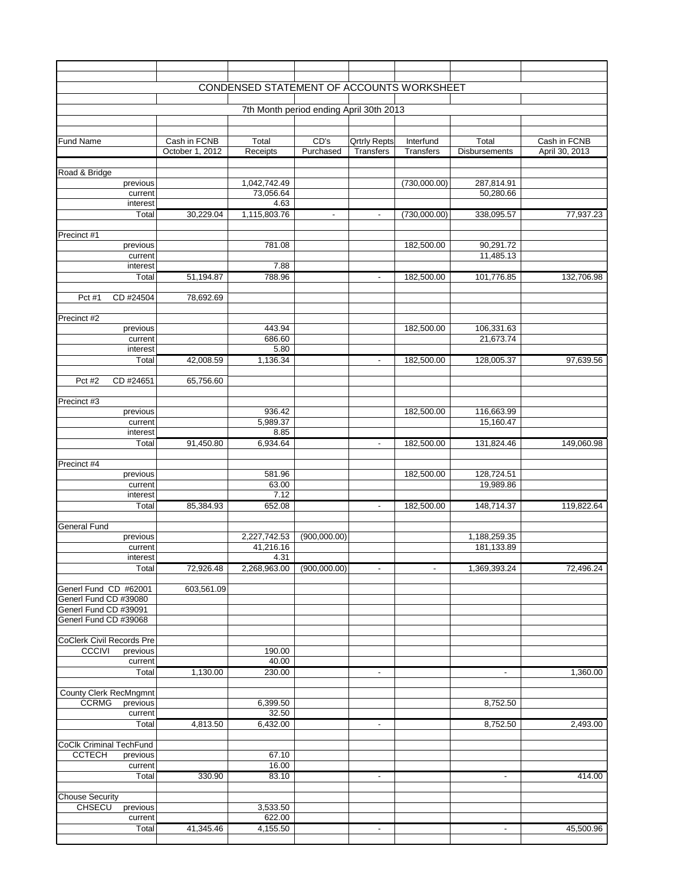# CONDENSED STATEMENT OF ACCOUNTS WORKSHEET

## 7th Month period ending April 30th 2013

| Fund Name | | Cash in FCNB October 1, 2012 | Total Receipts | CD's Purchased | Qrtrly Repts Transfers | Interfund Transfers | Total Disbursements | Cash in FCNB April 30, 2013 |
|---|---|---|---|---|---|---|---|---|
| Road & Bridge | | | | | | | | |
| | previous | | 1,042,742.49 | | | (730,000.00) | 287,814.91 | |
| | current | | 73,056.64 | | | | 50,280.66 | |
| | interest | | 4.63 | | | | | |
| | Total | 30,229.04 | 1,115,803.76 | - | - | (730,000.00) | 338,095.57 | 77,937.23 |
| Precinct #1 | | | | | | | | |
| | previous | | 781.08 | | | 182,500.00 | 90,291.72 | |
| | current | | | | | | 11,485.13 | |
| | interest | | 7.88 | | | | | |
| | Total | 51,194.87 | 788.96 | | - | 182,500.00 | 101,776.85 | 132,706.98 |
| Pct #1 | CD #24504 | 78,692.69 | | | | | | |
| Precinct #2 | | | | | | | | |
| | previous | | 443.94 | | | 182,500.00 | 106,331.63 | |
| | current | | 686.60 | | | | 21,673.74 | |
| | interest | | 5.80 | | | | | |
| | Total | 42,008.59 | 1,136.34 | | - | 182,500.00 | 128,005.37 | 97,639.56 |
| Pct #2 | CD #24651 | 65,756.60 | | | | | | |
| Precinct #3 | | | | | | | | |
| | previous | | 936.42 | | | 182,500.00 | 116,663.99 | |
| | current | | 5,989.37 | | | | 15,160.47 | |
| | interest | | 8.85 | | | | | |
| | Total | 91,450.80 | 6,934.64 | | - | 182,500.00 | 131,824.46 | 149,060.98 |
| Precinct #4 | | | | | | | | |
| | previous | | 581.96 | | | 182,500.00 | 128,724.51 | |
| | current | | 63.00 | | | | 19,989.86 | |
| | interest | | 7.12 | | | | | |
| | Total | 85,384.93 | 652.08 | | - | 182,500.00 | 148,714.37 | 119,822.64 |
| General Fund | | | | | | | | |
| | previous | | 2,227,742.53 | (900,000.00) | | | 1,188,259.35 | |
| | current | | 41,216.16 | | | | 181,133.89 | |
| | interest | | 4.31 | | | | | |
| | Total | 72,926.48 | 2,268,963.00 | (900,000.00) | - | - | 1,369,393.24 | 72,496.24 |
| Generl Fund CD #62001 | | 603,561.09 | | | | | | |
| Generl Fund CD #39080 | | | | | | | | |
| Generl Fund CD #39091 | | | | | | | | |
| Generl Fund CD #39068 | | | | | | | | |
| CoClerk Civil Records Pre | | | | | | | | |
| CCCIVI | previous | | 190.00 | | | | | |
| | current | | 40.00 | | | | | |
| | Total | 1,130.00 | 230.00 | | - | | - | 1,360.00 |
| County Clerk RecMngmnt | | | | | | | | |
| CCRMG | previous | | 6,399.50 | | | | 8,752.50 | |
| | current | | 32.50 | | | | | |
| | Total | 4,813.50 | 6,432.00 | | - | | 8,752.50 | 2,493.00 |
| CoClk Criminal TechFund | | | | | | | | |
| CCTECH | previous | | 67.10 | | | | | |
| | current | | 16.00 | | | | | |
| | Total | 330.90 | 83.10 | | - | | - | 414.00 |
| Chouse Security | | | | | | | | |
| CHSECU | previous | | 3,533.50 | | | | | |
| | current | | 622.00 | | | | | |
| | Total | 41,345.46 | 4,155.50 | | - | | - | 45,500.96 |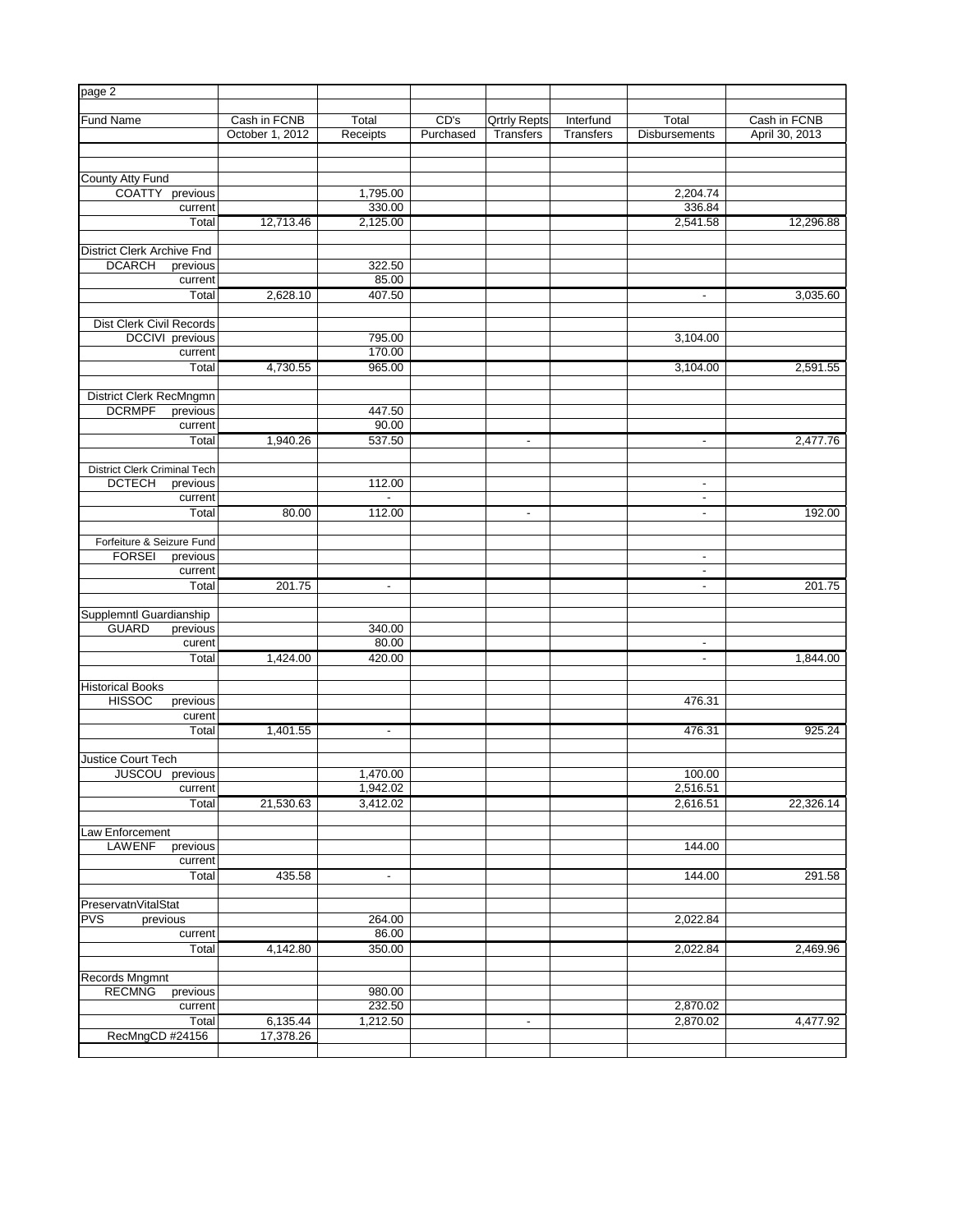page 2

| Fund Name | Cash in FCNB October 1, 2012 | Total Receipts | CD's Purchased | Qrtrly Repts Transfers | Interfund Transfers | Total Disbursements | Cash in FCNB April 30, 2013 |
|---|---|---|---|---|---|---|---|
| County Atty Fund | | | | | | | |
| COATTY previous | | 1,795.00 | | | | 2,204.74 | |
| current | | 330.00 | | | | 336.84 | |
| Total | 12,713.46 | 2,125.00 | | | | 2,541.58 | 12,296.88 |
| District Clerk Archive Fnd | | | | | | | |
| DCARCH previous | | 322.50 | | | | | |
| current | | 85.00 | | | | | |
| Total | 2,628.10 | 407.50 | | | | - | 3,035.60 |
| Dist Clerk Civil Records | | | | | | | |
| DCCIVI previous | | 795.00 | | | | 3,104.00 | |
| current | | 170.00 | | | | | |
| Total | 4,730.55 | 965.00 | | | | 3,104.00 | 2,591.55 |
| District Clerk RecMngmn | | | | | | | |
| DCRMPF previous | | 447.50 | | | | | |
| current | | 90.00 | | | | | |
| Total | 1,940.26 | 537.50 | | - | | - | 2,477.76 |
| District Clerk Criminal Tech | | | | | | | |
| DCTECH previous | | 112.00 | | | | - | |
| current | | - | | | | - | |
| Total | 80.00 | 112.00 | | - | | - | 192.00 |
| Forfeiture & Seizure Fund | | | | | | | |
| FORSEI previous | | | | | | - | |
| current | | | | | | - | |
| Total | 201.75 | - | | | | - | 201.75 |
| Supplemntl Guardianship | | | | | | | |
| GUARD previous | | 340.00 | | | | | |
| curent | | 80.00 | | | | - | |
| Total | 1,424.00 | 420.00 | | | | - | 1,844.00 |
| Historical Books | | | | | | | |
| HISSOC previous | | | | | | 476.31 | |
| curent | | | | | | | |
| Total | 1,401.55 | - | | | | 476.31 | 925.24 |
| Justice Court Tech | | | | | | | |
| JUSCOU previous | | 1,470.00 | | | | 100.00 | |
| current | | 1,942.02 | | | | 2,516.51 | |
| Total | 21,530.63 | 3,412.02 | | | | 2,616.51 | 22,326.14 |
| Law Enforcement | | | | | | | |
| LAWENF previous | | | | | | 144.00 | |
| current | | | | | | | |
| Total | 435.58 | - | | | | 144.00 | 291.58 |
| PreservatnVitalStat | | | | | | | |
| PVS previous | | 264.00 | | | | 2,022.84 | |
| current | | 86.00 | | | | | |
| Total | 4,142.80 | 350.00 | | | | 2,022.84 | 2,469.96 |
| Records Mngmnt | | | | | | | |
| RECMNG previous | | 980.00 | | | | | |
| current | | 232.50 | | | | 2,870.02 | |
| Total | 6,135.44 | 1,212.50 | | - | | 2,870.02 | 4,477.92 |
| RecMngCD #24156 | 17,378.26 | | | | | | |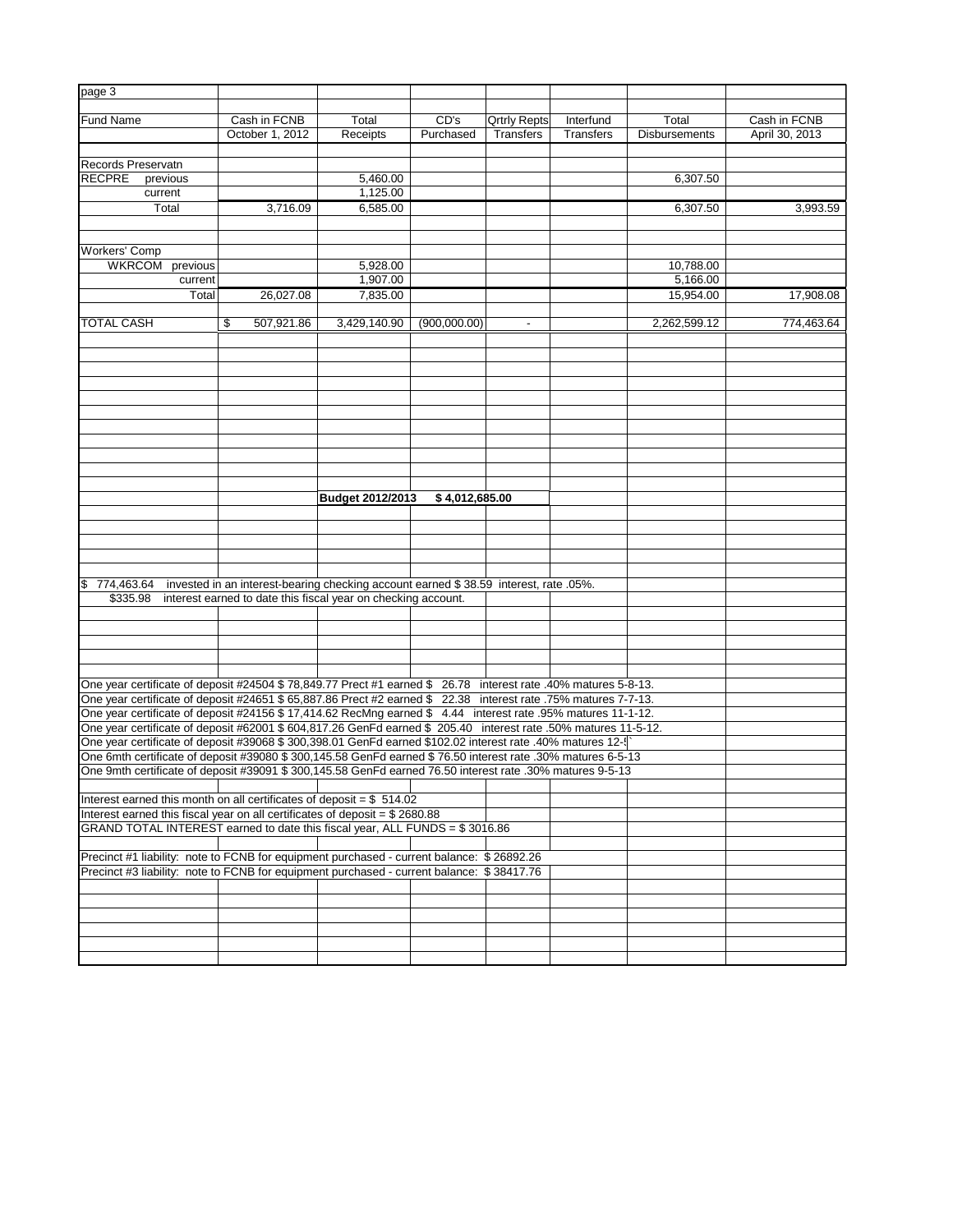page 3

| Fund Name | Cash in FCNB October 1, 2012 | Total Receipts | CD's Purchased | Qrtrly Repts Transfers | Interfund Transfers | Total Disbursements | Cash in FCNB April 30, 2013 |
|---|---|---|---|---|---|---|---|
| Records Preservatn | | | | | | | |
| RECPRE previous | | 5,460.00 | | | | 6,307.50 | |
| current | | 1,125.00 | | | | | |
| Total | 3,716.09 | 6,585.00 | | | | 6,307.50 | 3,993.59 |
| Workers' Comp | | | | | | | |
| WKRCOM previous | | 5,928.00 | | | | 10,788.00 | |
| current | | 1,907.00 | | | | 5,166.00 | |
| Total | 26,027.08 | 7,835.00 | | | | 15,954.00 | 17,908.08 |
| TOTAL CASH | $ 507,921.86 | 3,429,140.90 | (900,000.00) | - | | 2,262,599.12 | 774,463.64 |

**Budget 2012/2013** **$ 4,012,685.00**

$ 774,463.64 invested in an interest-bearing checking account earned $ 38.59 interest, rate .05%.
$335.98 interest earned to date this fiscal year on checking account.

One year certificate of deposit #24504 $ 78,849.77 Prect #1 earned $ 26.78 interest rate .40% matures 5-8-13.
One year certificate of deposit #24651 $ 65,887.86 Prect #2 earned $ 22.38 interest rate .75% matures 7-7-13.
One year certificate of deposit #24156 $ 17,414.62 RecMng earned $ 4.44 interest rate .95% matures 11-1-12.
One year certificate of deposit #62001 $ 604,817.26 GenFd earned $ 205.40 interest rate .50% matures 11-5-12.
One year certificate of deposit #39068 $ 300,398.01 GenFd earned $102.02 interest rate .40% matures 12-!`
One 6mth certificate of deposit #39080 $ 300,145.58 GenFd earned $ 76.50 interest rate .30% matures 6-5-13
One 9mth certificate of deposit #39091 $ 300,145.58 GenFd earned 76.50 interest rate .30% matures 9-5-13

Interest earned this month on all certificates of deposit = $ 514.02
Interest earned this fiscal year on all certificates of deposit = $ 2680.88
GRAND TOTAL INTEREST earned to date this fiscal year, ALL FUNDS = $ 3016.86

Precinct #1 liability: note to FCNB for equipment purchased - current balance: $ 26892.26
Precinct #3 liability: note to FCNB for equipment purchased - current balance: $ 38417.76